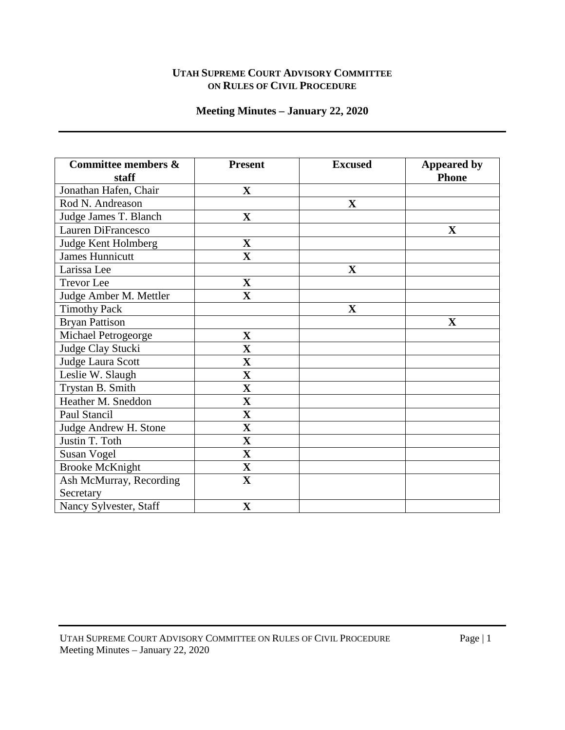**UTAH SUPREME COURT ADVISORY COMMITTEE ON RULES OF CIVIL PROCEDURE**

**Meeting Minutes – January 22, 2020**

| Committee members & staff | Present | Excused | Appeared by Phone |
|---|---|---|---|
| Jonathan Hafen, Chair | X | | |
| Rod N. Andreason | | X | |
| Judge James T. Blanch | X | | |
| Lauren DiFrancesco | | | X |
| Judge Kent Holmberg | X | | |
| James Hunnicutt | X | | |
| Larissa Lee | | X | |
| Trevor Lee | X | | |
| Judge Amber M. Mettler | X | | |
| Timothy Pack | | X | |
| Bryan Pattison | | | X |
| Michael Petrogeorge | X | | |
| Judge Clay Stucki | X | | |
| Judge Laura Scott | X | | |
| Leslie W. Slaugh | X | | |
| Trystan B. Smith | X | | |
| Heather M. Sneddon | X | | |
| Paul Stancil | X | | |
| Judge Andrew H. Stone | X | | |
| Justin T. Toth | X | | |
| Susan Vogel | X | | |
| Brooke McKnight | X | | |
| Ash McMurray, Recording Secretary | X | | |
| Nancy Sylvester, Staff | X | | |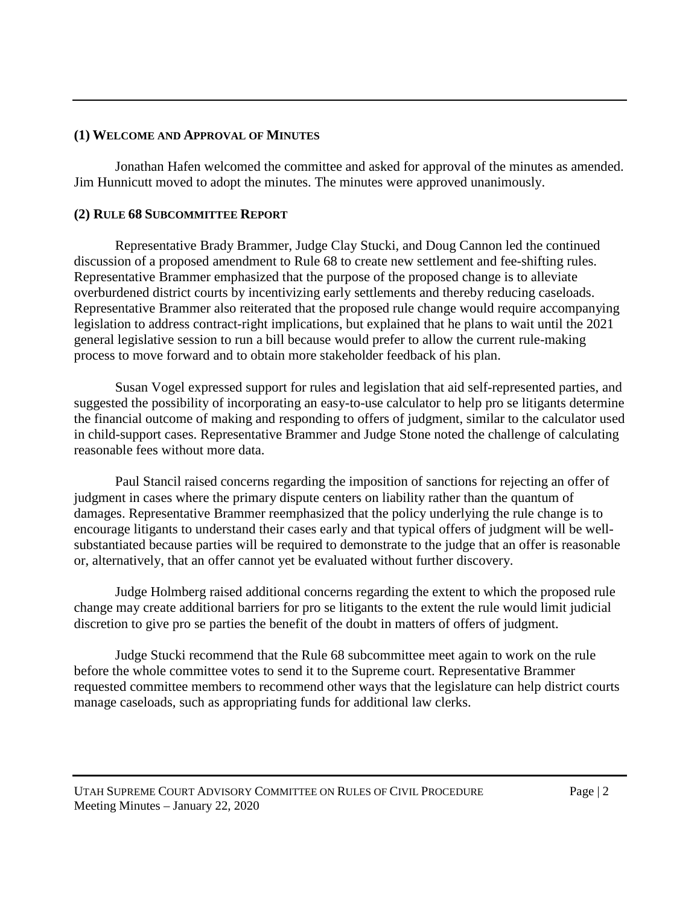## (1) Welcome and Approval of Minutes

Jonathan Hafen welcomed the committee and asked for approval of the minutes as amended. Jim Hunnicutt moved to adopt the minutes. The minutes were approved unanimously.

## (2) Rule 68 Subcommittee Report

Representative Brady Brammer, Judge Clay Stucki, and Doug Cannon led the continued discussion of a proposed amendment to Rule 68 to create new settlement and fee-shifting rules. Representative Brammer emphasized that the purpose of the proposed change is to alleviate overburdened district courts by incentivizing early settlements and thereby reducing caseloads. Representative Brammer also reiterated that the proposed rule change would require accompanying legislation to address contract-right implications, but explained that he plans to wait until the 2021 general legislative session to run a bill because would prefer to allow the current rule-making process to move forward and to obtain more stakeholder feedback of his plan.

Susan Vogel expressed support for rules and legislation that aid self-represented parties, and suggested the possibility of incorporating an easy-to-use calculator to help pro se litigants determine the financial outcome of making and responding to offers of judgment, similar to the calculator used in child-support cases. Representative Brammer and Judge Stone noted the challenge of calculating reasonable fees without more data.

Paul Stancil raised concerns regarding the imposition of sanctions for rejecting an offer of judgment in cases where the primary dispute centers on liability rather than the quantum of damages. Representative Brammer reemphasized that the policy underlying the rule change is to encourage litigants to understand their cases early and that typical offers of judgment will be well-substantiated because parties will be required to demonstrate to the judge that an offer is reasonable or, alternatively, that an offer cannot yet be evaluated without further discovery.

Judge Holmberg raised additional concerns regarding the extent to which the proposed rule change may create additional barriers for pro se litigants to the extent the rule would limit judicial discretion to give pro se parties the benefit of the doubt in matters of offers of judgment.

Judge Stucki recommend that the Rule 68 subcommittee meet again to work on the rule before the whole committee votes to send it to the Supreme court. Representative Brammer requested committee members to recommend other ways that the legislature can help district courts manage caseloads, such as appropriating funds for additional law clerks.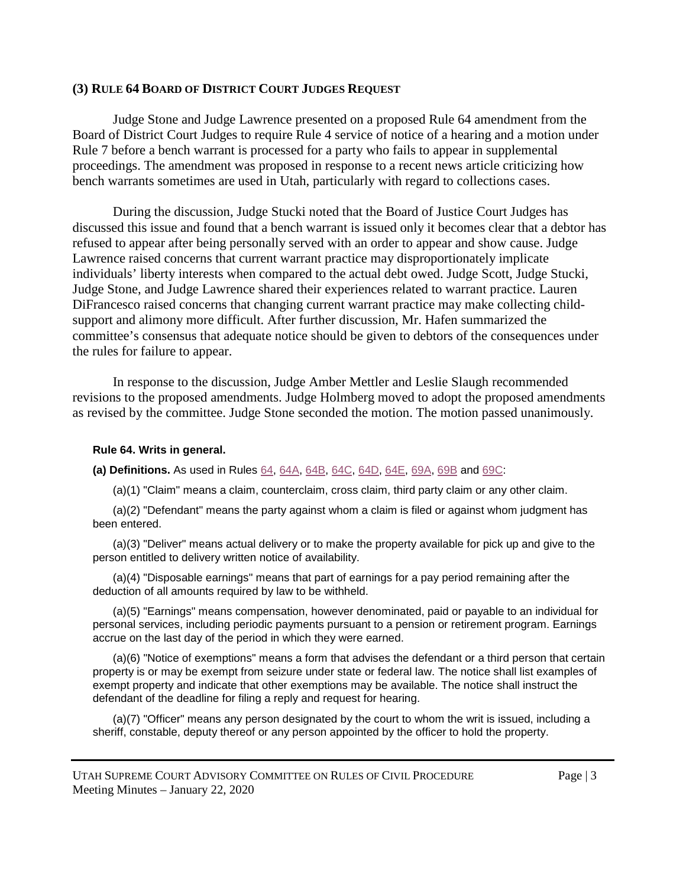## (3) RULE 64 BOARD OF DISTRICT COURT JUDGES REQUEST

Judge Stone and Judge Lawrence presented on a proposed Rule 64 amendment from the Board of District Court Judges to require Rule 4 service of notice of a hearing and a motion under Rule 7 before a bench warrant is processed for a party who fails to appear in supplemental proceedings. The amendment was proposed in response to a recent news article criticizing how bench warrants sometimes are used in Utah, particularly with regard to collections cases.

During the discussion, Judge Stucki noted that the Board of Justice Court Judges has discussed this issue and found that a bench warrant is issued only it becomes clear that a debtor has refused to appear after being personally served with an order to appear and show cause. Judge Lawrence raised concerns that current warrant practice may disproportionately implicate individuals' liberty interests when compared to the actual debt owed. Judge Scott, Judge Stucki, Judge Stone, and Judge Lawrence shared their experiences related to warrant practice. Lauren DiFrancesco raised concerns that changing current warrant practice may make collecting child-support and alimony more difficult. After further discussion, Mr. Hafen summarized the committee's consensus that adequate notice should be given to debtors of the consequences under the rules for failure to appear.

In response to the discussion, Judge Amber Mettler and Leslie Slaugh recommended revisions to the proposed amendments. Judge Holmberg moved to adopt the proposed amendments as revised by the committee. Judge Stone seconded the motion. The motion passed unanimously.

**Rule 64. Writs in general.**

**(a) Definitions.** As used in Rules 64, 64A, 64B, 64C, 64D, 64E, 69A, 69B and 69C:

(a)(1) "Claim" means a claim, counterclaim, cross claim, third party claim or any other claim.

(a)(2) "Defendant" means the party against whom a claim is filed or against whom judgment has been entered.

(a)(3) "Deliver" means actual delivery or to make the property available for pick up and give to the person entitled to delivery written notice of availability.

(a)(4) "Disposable earnings" means that part of earnings for a pay period remaining after the deduction of all amounts required by law to be withheld.

(a)(5) "Earnings" means compensation, however denominated, paid or payable to an individual for personal services, including periodic payments pursuant to a pension or retirement program. Earnings accrue on the last day of the period in which they were earned.

(a)(6) "Notice of exemptions" means a form that advises the defendant or a third person that certain property is or may be exempt from seizure under state or federal law. The notice shall list examples of exempt property and indicate that other exemptions may be available. The notice shall instruct the defendant of the deadline for filing a reply and request for hearing.

(a)(7) "Officer" means any person designated by the court to whom the writ is issued, including a sheriff, constable, deputy thereof or any person appointed by the officer to hold the property.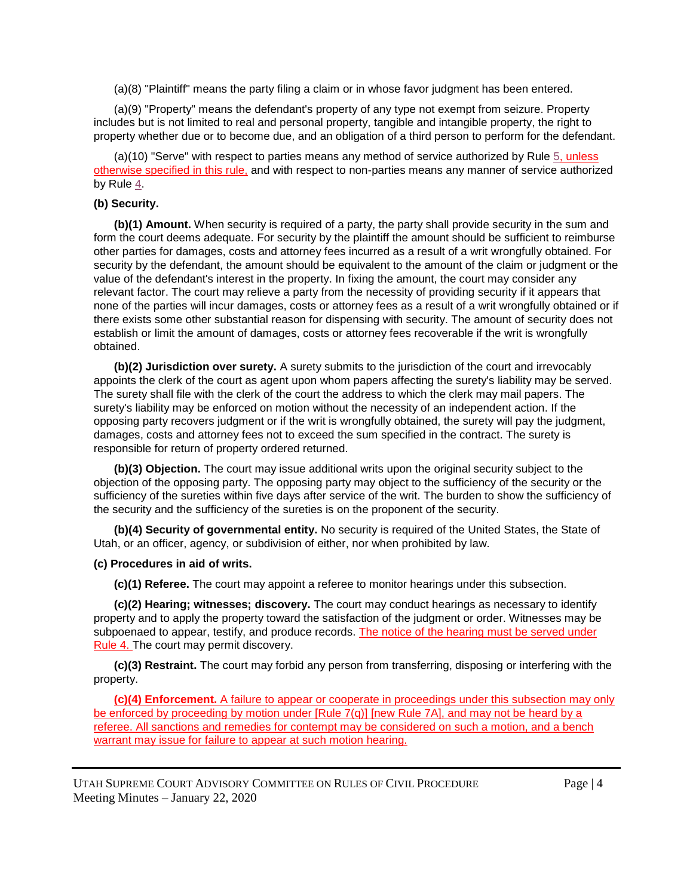(a)(8) "Plaintiff" means the party filing a claim or in whose favor judgment has been entered.

(a)(9) "Property" means the defendant's property of any type not exempt from seizure. Property includes but is not limited to real and personal property, tangible and intangible property, the right to property whether due or to become due, and an obligation of a third person to perform for the defendant.

(a)(10) "Serve" with respect to parties means any method of service authorized by Rule 5, unless otherwise specified in this rule, and with respect to non-parties means any manner of service authorized by Rule 4.

**(b) Security.**

**(b)(1) Amount.** When security is required of a party, the party shall provide security in the sum and form the court deems adequate. For security by the plaintiff the amount should be sufficient to reimburse other parties for damages, costs and attorney fees incurred as a result of a writ wrongfully obtained. For security by the defendant, the amount should be equivalent to the amount of the claim or judgment or the value of the defendant's interest in the property. In fixing the amount, the court may consider any relevant factor. The court may relieve a party from the necessity of providing security if it appears that none of the parties will incur damages, costs or attorney fees as a result of a writ wrongfully obtained or if there exists some other substantial reason for dispensing with security. The amount of security does not establish or limit the amount of damages, costs or attorney fees recoverable if the writ is wrongfully obtained.

**(b)(2) Jurisdiction over surety.** A surety submits to the jurisdiction of the court and irrevocably appoints the clerk of the court as agent upon whom papers affecting the surety's liability may be served. The surety shall file with the clerk of the court the address to which the clerk may mail papers. The surety's liability may be enforced on motion without the necessity of an independent action. If the opposing party recovers judgment or if the writ is wrongfully obtained, the surety will pay the judgment, damages, costs and attorney fees not to exceed the sum specified in the contract. The surety is responsible for return of property ordered returned.

**(b)(3) Objection.** The court may issue additional writs upon the original security subject to the objection of the opposing party. The opposing party may object to the sufficiency of the security or the sufficiency of the sureties within five days after service of the writ. The burden to show the sufficiency of the security and the sufficiency of the sureties is on the proponent of the security.

**(b)(4) Security of governmental entity.** No security is required of the United States, the State of Utah, or an officer, agency, or subdivision of either, nor when prohibited by law.

**(c) Procedures in aid of writs.**

**(c)(1) Referee.** The court may appoint a referee to monitor hearings under this subsection.

**(c)(2) Hearing; witnesses; discovery.** The court may conduct hearings as necessary to identify property and to apply the property toward the satisfaction of the judgment or order. Witnesses may be subpoenaed to appear, testify, and produce records. The notice of the hearing must be served under Rule 4. The court may permit discovery.

**(c)(3) Restraint.** The court may forbid any person from transferring, disposing or interfering with the property.

**(c)(4) Enforcement.** A failure to appear or cooperate in proceedings under this subsection may only be enforced by proceeding by motion under [Rule 7(q)] [new Rule 7A], and may not be heard by a referee. All sanctions and remedies for contempt may be considered on such a motion, and a bench warrant may issue for failure to appear at such motion hearing.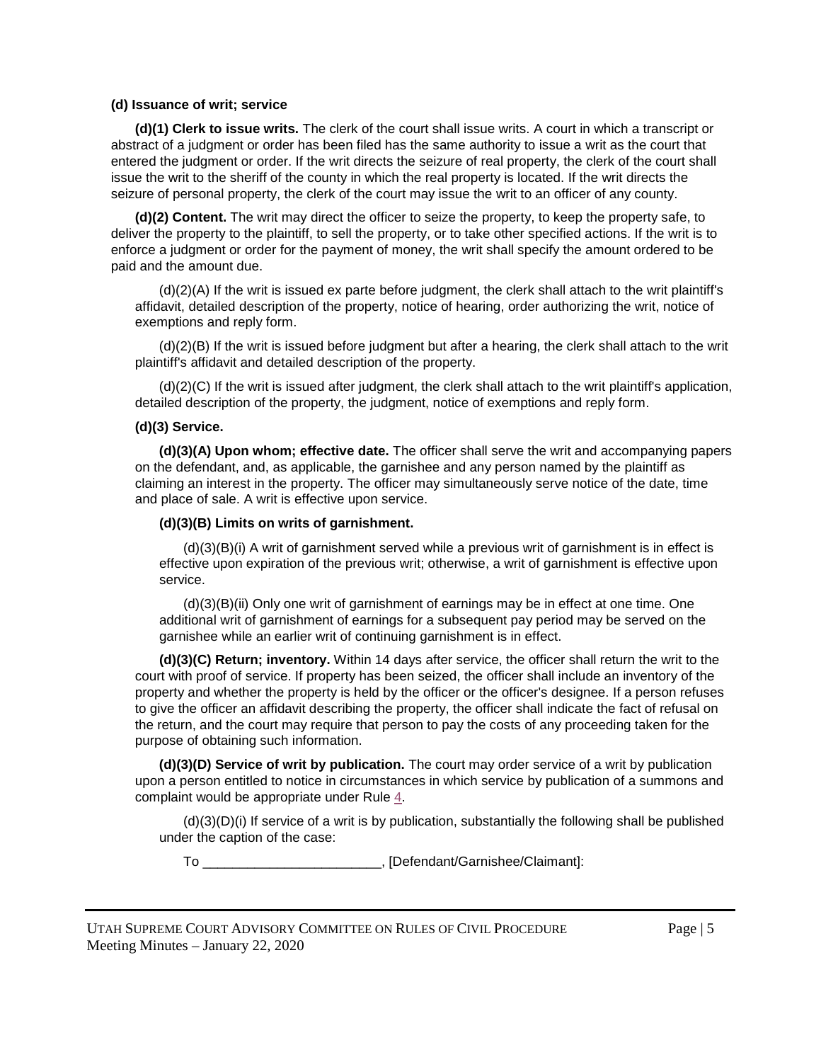**(d) Issuance of writ; service**

**(d)(1) Clerk to issue writs.** The clerk of the court shall issue writs. A court in which a transcript or abstract of a judgment or order has been filed has the same authority to issue a writ as the court that entered the judgment or order. If the writ directs the seizure of real property, the clerk of the court shall issue the writ to the sheriff of the county in which the real property is located. If the writ directs the seizure of personal property, the clerk of the court may issue the writ to an officer of any county.

**(d)(2) Content.** The writ may direct the officer to seize the property, to keep the property safe, to deliver the property to the plaintiff, to sell the property, or to take other specified actions. If the writ is to enforce a judgment or order for the payment of money, the writ shall specify the amount ordered to be paid and the amount due.

(d)(2)(A) If the writ is issued ex parte before judgment, the clerk shall attach to the writ plaintiff's affidavit, detailed description of the property, notice of hearing, order authorizing the writ, notice of exemptions and reply form.

(d)(2)(B) If the writ is issued before judgment but after a hearing, the clerk shall attach to the writ plaintiff's affidavit and detailed description of the property.

(d)(2)(C) If the writ is issued after judgment, the clerk shall attach to the writ plaintiff's application, detailed description of the property, the judgment, notice of exemptions and reply form.

**(d)(3) Service.**

**(d)(3)(A) Upon whom; effective date.** The officer shall serve the writ and accompanying papers on the defendant, and, as applicable, the garnishee and any person named by the plaintiff as claiming an interest in the property. The officer may simultaneously serve notice of the date, time and place of sale. A writ is effective upon service.

**(d)(3)(B) Limits on writs of garnishment.**

(d)(3)(B)(i) A writ of garnishment served while a previous writ of garnishment is in effect is effective upon expiration of the previous writ; otherwise, a writ of garnishment is effective upon service.

(d)(3)(B)(ii) Only one writ of garnishment of earnings may be in effect at one time. One additional writ of garnishment of earnings for a subsequent pay period may be served on the garnishee while an earlier writ of continuing garnishment is in effect.

**(d)(3)(C) Return; inventory.** Within 14 days after service, the officer shall return the writ to the court with proof of service. If property has been seized, the officer shall include an inventory of the property and whether the property is held by the officer or the officer's designee. If a person refuses to give the officer an affidavit describing the property, the officer shall indicate the fact of refusal on the return, and the court may require that person to pay the costs of any proceeding taken for the purpose of obtaining such information.

**(d)(3)(D) Service of writ by publication.** The court may order service of a writ by publication upon a person entitled to notice in circumstances in which service by publication of a summons and complaint would be appropriate under Rule 4.

(d)(3)(D)(i) If service of a writ is by publication, substantially the following shall be published under the caption of the case:

To ________________________, [Defendant/Garnishee/Claimant]: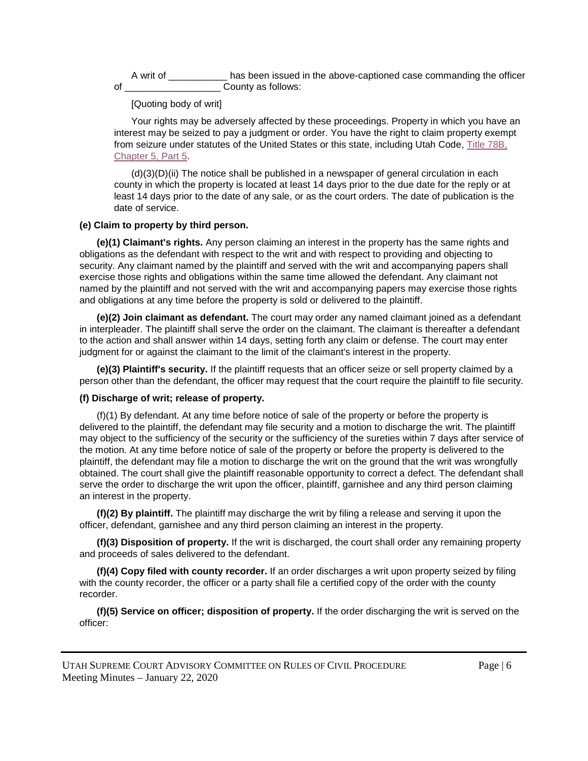A writ of ___________ has been issued in the above-captioned case commanding the officer of __________________ County as follows:

[Quoting body of writ]

Your rights may be adversely affected by these proceedings. Property in which you have an interest may be seized to pay a judgment or order. You have the right to claim property exempt from seizure under statutes of the United States or this state, including Utah Code, Title 78B, Chapter 5, Part 5.

(d)(3)(D)(ii) The notice shall be published in a newspaper of general circulation in each county in which the property is located at least 14 days prior to the due date for the reply or at least 14 days prior to the date of any sale, or as the court orders. The date of publication is the date of service.

**(e) Claim to property by third person.**

**(e)(1) Claimant's rights.** Any person claiming an interest in the property has the same rights and obligations as the defendant with respect to the writ and with respect to providing and objecting to security. Any claimant named by the plaintiff and served with the writ and accompanying papers shall exercise those rights and obligations within the same time allowed the defendant. Any claimant not named by the plaintiff and not served with the writ and accompanying papers may exercise those rights and obligations at any time before the property is sold or delivered to the plaintiff.

**(e)(2) Join claimant as defendant.** The court may order any named claimant joined as a defendant in interpleader. The plaintiff shall serve the order on the claimant. The claimant is thereafter a defendant to the action and shall answer within 14 days, setting forth any claim or defense. The court may enter judgment for or against the claimant to the limit of the claimant's interest in the property.

**(e)(3) Plaintiff's security.** If the plaintiff requests that an officer seize or sell property claimed by a person other than the defendant, the officer may request that the court require the plaintiff to file security.

**(f) Discharge of writ; release of property.**

(f)(1) By defendant. At any time before notice of sale of the property or before the property is delivered to the plaintiff, the defendant may file security and a motion to discharge the writ. The plaintiff may object to the sufficiency of the security or the sufficiency of the sureties within 7 days after service of the motion. At any time before notice of sale of the property or before the property is delivered to the plaintiff, the defendant may file a motion to discharge the writ on the ground that the writ was wrongfully obtained. The court shall give the plaintiff reasonable opportunity to correct a defect. The defendant shall serve the order to discharge the writ upon the officer, plaintiff, garnishee and any third person claiming an interest in the property.

**(f)(2) By plaintiff.** The plaintiff may discharge the writ by filing a release and serving it upon the officer, defendant, garnishee and any third person claiming an interest in the property.

**(f)(3) Disposition of property.** If the writ is discharged, the court shall order any remaining property and proceeds of sales delivered to the defendant.

**(f)(4) Copy filed with county recorder.** If an order discharges a writ upon property seized by filing with the county recorder, the officer or a party shall file a certified copy of the order with the county recorder.

**(f)(5) Service on officer; disposition of property.** If the order discharging the writ is served on the officer: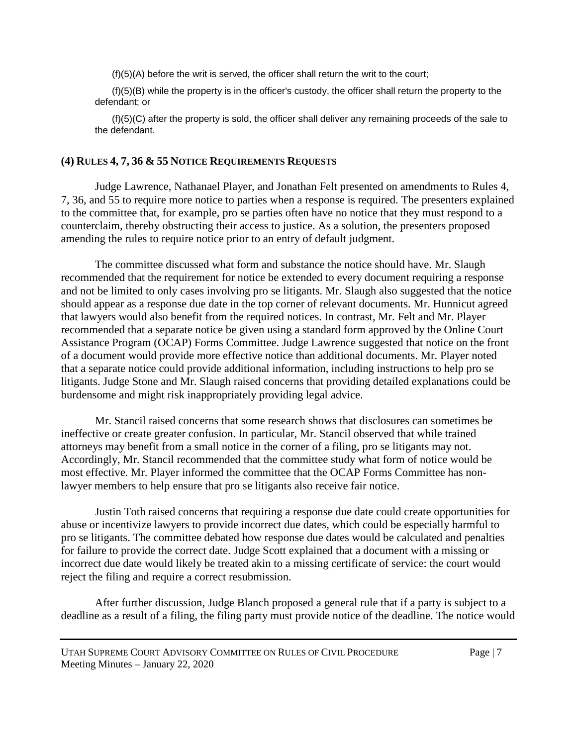(f)(5)(A) before the writ is served, the officer shall return the writ to the court;

(f)(5)(B) while the property is in the officer's custody, the officer shall return the property to the defendant; or

(f)(5)(C) after the property is sold, the officer shall deliver any remaining proceeds of the sale to the defendant.

## (4) RULES 4, 7, 36 & 55 NOTICE REQUIREMENTS REQUESTS

Judge Lawrence, Nathanael Player, and Jonathan Felt presented on amendments to Rules 4, 7, 36, and 55 to require more notice to parties when a response is required. The presenters explained to the committee that, for example, pro se parties often have no notice that they must respond to a counterclaim, thereby obstructing their access to justice. As a solution, the presenters proposed amending the rules to require notice prior to an entry of default judgment.

The committee discussed what form and substance the notice should have. Mr. Slaugh recommended that the requirement for notice be extended to every document requiring a response and not be limited to only cases involving pro se litigants. Mr. Slaugh also suggested that the notice should appear as a response due date in the top corner of relevant documents. Mr. Hunnicut agreed that lawyers would also benefit from the required notices. In contrast, Mr. Felt and Mr. Player recommended that a separate notice be given using a standard form approved by the Online Court Assistance Program (OCAP) Forms Committee. Judge Lawrence suggested that notice on the front of a document would provide more effective notice than additional documents. Mr. Player noted that a separate notice could provide additional information, including instructions to help pro se litigants. Judge Stone and Mr. Slaugh raised concerns that providing detailed explanations could be burdensome and might risk inappropriately providing legal advice.

Mr. Stancil raised concerns that some research shows that disclosures can sometimes be ineffective or create greater confusion. In particular, Mr. Stancil observed that while trained attorneys may benefit from a small notice in the corner of a filing, pro se litigants may not. Accordingly, Mr. Stancil recommended that the committee study what form of notice would be most effective. Mr. Player informed the committee that the OCAP Forms Committee has non-lawyer members to help ensure that pro se litigants also receive fair notice.

Justin Toth raised concerns that requiring a response due date could create opportunities for abuse or incentivize lawyers to provide incorrect due dates, which could be especially harmful to pro se litigants. The committee debated how response due dates would be calculated and penalties for failure to provide the correct date. Judge Scott explained that a document with a missing or incorrect due date would likely be treated akin to a missing certificate of service: the court would reject the filing and require a correct resubmission.

After further discussion, Judge Blanch proposed a general rule that if a party is subject to a deadline as a result of a filing, the filing party must provide notice of the deadline. The notice would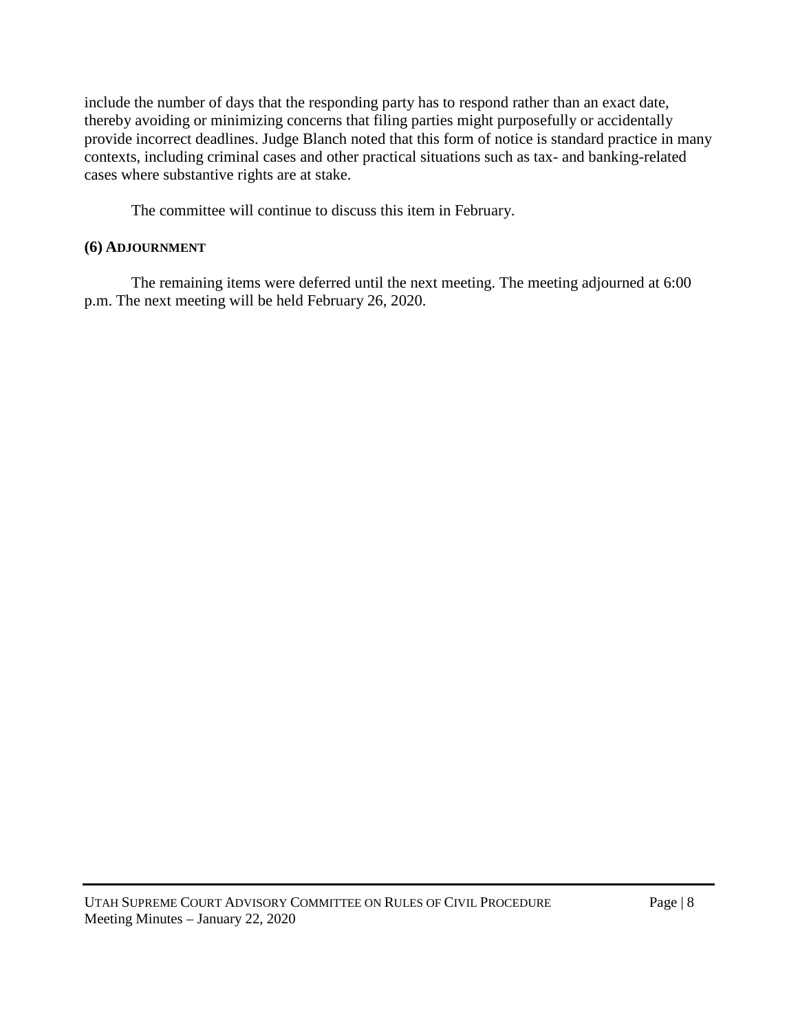include the number of days that the responding party has to respond rather than an exact date, thereby avoiding or minimizing concerns that filing parties might purposefully or accidentally provide incorrect deadlines. Judge Blanch noted that this form of notice is standard practice in many contexts, including criminal cases and other practical situations such as tax- and banking-related cases where substantive rights are at stake.

The committee will continue to discuss this item in February.

**(6) ADJOURNMENT**

The remaining items were deferred until the next meeting. The meeting adjourned at 6:00 p.m. The next meeting will be held February 26, 2020.